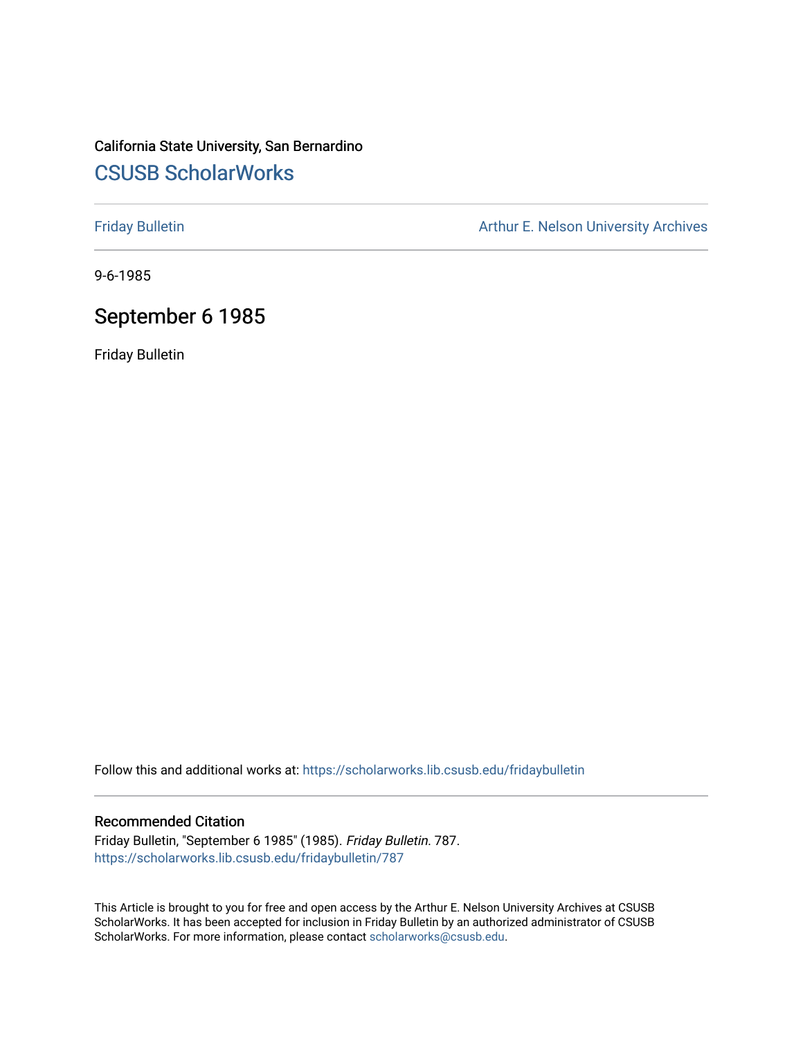California State University, San Bernardino

# CSUSB ScholarWorks

Friday Bulletin

Arthur E. Nelson University Archives

9-6-1985

## September 6 1985

Friday Bulletin

Follow this and additional works at: https://scholarworks.lib.csusb.edu/fridaybulletin

### Recommended Citation

Friday Bulletin, "September 6 1985" (1985). *Friday Bulletin*. 787.
https://scholarworks.lib.csusb.edu/fridaybulletin/787

This Article is brought to you for free and open access by the Arthur E. Nelson University Archives at CSUSB ScholarWorks. It has been accepted for inclusion in Friday Bulletin by an authorized administrator of CSUSB ScholarWorks. For more information, please contact scholarworks@csusb.edu.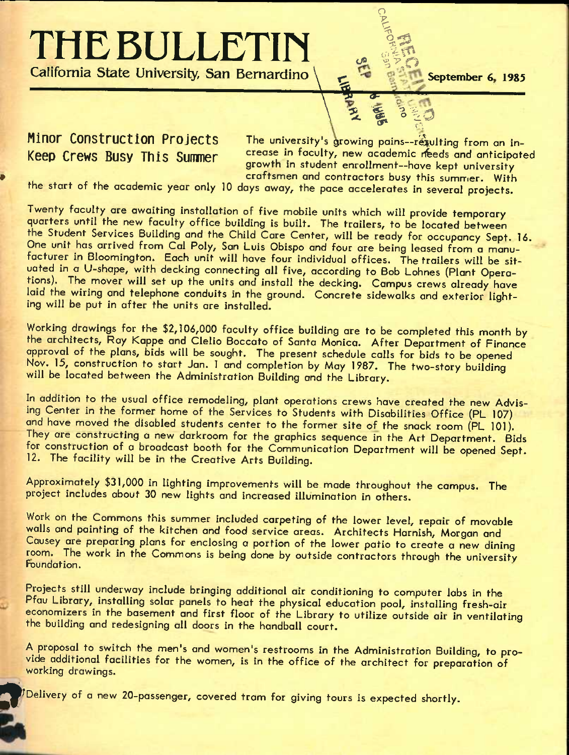// THE BULLETIN

California State University, San Bernardino

September 6, 1985

## Minor Construction Projects Keep Crews Busy This Summer

The university's growing pains--resulting from an increase in faculty, new academic needs and anticipated growth in student enrollment--have kept university craftsmen and contractors busy this summer. With the start of the academic year only 10 days away, the pace accelerates in several projects.

Twenty faculty are awaiting installation of five mobile units which will provide temporary quarters until the new faculty office building is built. The trailers, to be located between the Student Services Building and the Child Care Center, will be ready for occupancy Sept. 16. One unit has arrived from Cal Poly, San Luis Obispo and four are being leased from a manufacturer in Bloomington. Each unit will have four individual offices. The trailers will be situated in a U-shape, with decking connecting all five, according to Bob Lohnes (Plant Operations). The mover will set up the units and install the decking. Campus crews already have laid the wiring and telephone conduits in the ground. Concrete sidewalks and exterior lighting will be put in after the units are installed.

Working drawings for the $2,106,000 faculty office building are to be completed this month by the architects, Ray Kappe and Clelio Boccato of Santa Monica. After Department of Finance approval of the plans, bids will be sought. The present schedule calls for bids to be opened Nov. 15, construction to start Jan. 1 and completion by May 1987. The two-story building will be located between the Administration Building and the Library.

In addition to the usual office remodeling, plant operations crews have created the new Advising Center in the former home of the Services to Students with Disabilities Office (PL 107) and have moved the disabled students center to the former site of the snack room (PL 101). They are constructing a new darkroom for the graphics sequence in the Art Department. Bids for construction of a broadcast booth for the Communication Department will be opened Sept. 12. The facility will be in the Creative Arts Building.

Approximately $31,000 in lighting improvements will be made throughout the campus. The project includes about 30 new lights and increased illumination in others.

Work on the Commons this summer included carpeting of the lower level, repair of movable walls and painting of the kitchen and food service areas. Architects Harnish, Morgan and Causey are preparing plans for enclosing a portion of the lower patio to create a new dining room. The work in the Commons is being done by outside contractors through the university Foundation.

Projects still underway include bringing additional air conditioning to computer labs in the Pfau Library, installing solar panels to heat the physical education pool, installing fresh-air economizers in the basement and first floor of the Library to utilize outside air in ventilating the building and redesigning all doors in the handball court.

A proposal to switch the men's and women's restrooms in the Administration Building, to provide additional facilities for the women, is in the office of the architect for preparation of working drawings.

Delivery of a new 20-passenger, covered tram for giving tours is expected shortly.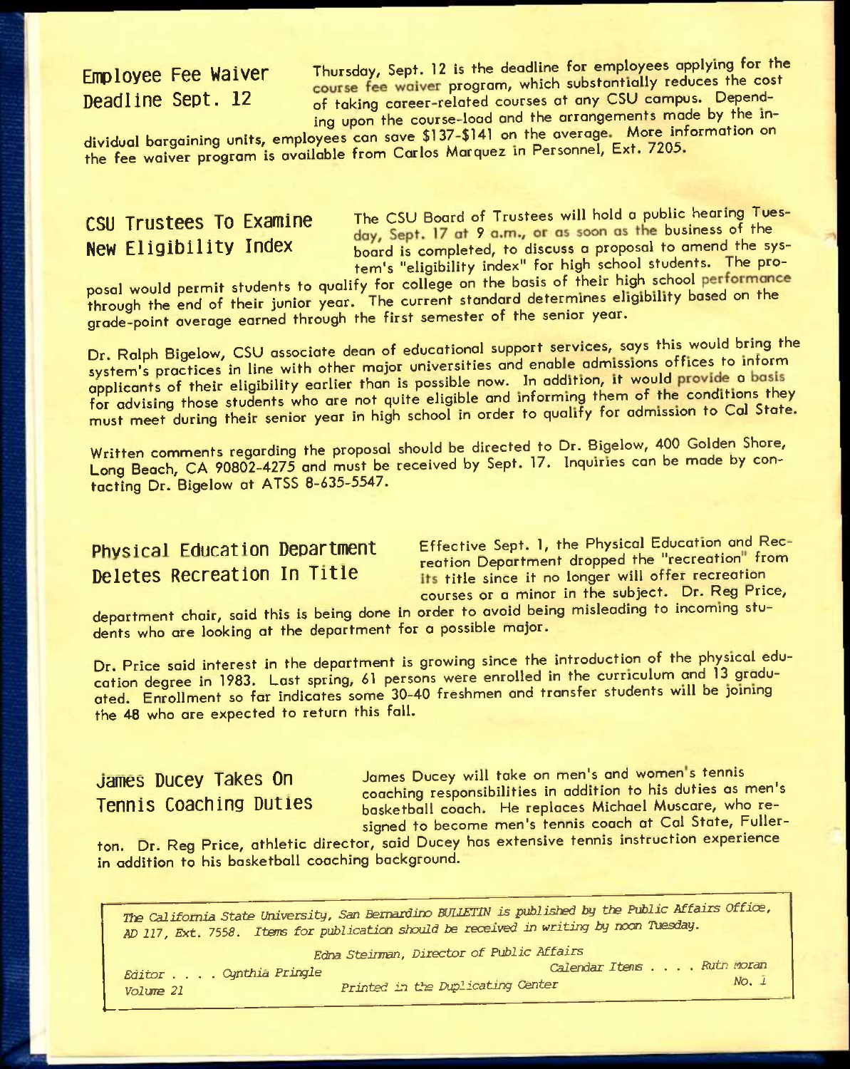## Employee Fee Waiver Deadline Sept. 12

Thursday, Sept. 12 is the deadline for employees applying for the course fee waiver program, which substantially reduces the cost of taking career-related courses at any CSU campus. Depending upon the course-load and the arrangements made by the individual bargaining units, employees can save $137-$141 on the average. More information on the fee waiver program is available from Carlos Marquez in Personnel, Ext. 7205.

## CSU Trustees To Examine New Eligibility Index

The CSU Board of Trustees will hold a public hearing Tuesday, Sept. 17 at 9 a.m., or as soon as the business of the board is completed, to discuss a proposal to amend the system's "eligibility index" for high school students. The proposal would permit students to qualify for college on the basis of their high school performance through the end of their junior year. The current standard determines eligibility based on the grade-point average earned through the first semester of the senior year.

Dr. Ralph Bigelow, CSU associate dean of educational support services, says this would bring the system's practices in line with other major universities and enable admissions offices to inform applicants of their eligibility earlier than is possible now. In addition, it would provide a basis for advising those students who are not quite eligible and informing them of the conditions they must meet during their senior year in high school in order to qualify for admission to Cal State.

Written comments regarding the proposal should be directed to Dr. Bigelow, 400 Golden Shore, Long Beach, CA 90802-4275 and must be received by Sept. 17. Inquiries can be made by contacting Dr. Bigelow at ATSS 8-635-5547.

## Physical Education Department Deletes Recreation In Title

Effective Sept. 1, the Physical Education and Recreation Department dropped the "recreation" from its title since it no longer will offer recreation courses or a minor in the subject. Dr. Reg Price, department chair, said this is being done in order to avoid being misleading to incoming students who are looking at the department for a possible major.

Dr. Price said interest in the department is growing since the introduction of the physical education degree in 1983. Last spring, 61 persons were enrolled in the curriculum and 13 graduated. Enrollment so far indicates some 30-40 freshmen and transfer students will be joining the 48 who are expected to return this fall.

## James Ducey Takes On Tennis Coaching Duties

James Ducey will take on men's and women's tennis coaching responsibilities in addition to his duties as men's basketball coach. He replaces Michael Muscare, who resigned to become men's tennis coach at Cal State, Fullerton. Dr. Reg Price, athletic director, said Ducey has extensive tennis instruction experience in addition to his basketball coaching background.

---

*The California State University, San Bernardino BULLETIN is published by the Public Affairs Office, AD 117, Ext. 7558. Items for publication should be received in writing by noon Tuesday.*

*Edna Steinman, Director of Public Affairs*

*Editor . . . . Cynthia Pringle* — *Calendar Items . . . . Ruth Moran*

*Volume 21* — *Printed in the Duplicating Center* — *No. 1*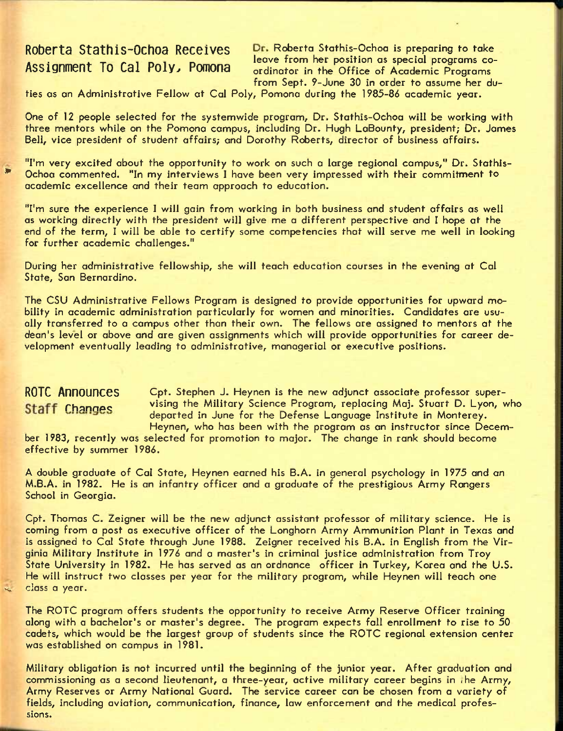## Roberta Stathis-Ochoa Receives Assignment To Cal Poly, Pomona

Dr. Roberta Stathis-Ochoa is preparing to take leave from her position as special programs coordinator in the Office of Academic Programs from Sept. 9-June 30 in order to assume her duties as an Administrative Fellow at Cal Poly, Pomona during the 1985-86 academic year.

One of 12 people selected for the systemwide program, Dr. Stathis-Ochoa will be working with three mentors while on the Pomona campus, including Dr. Hugh LaBounty, president; Dr. James Bell, vice president of student affairs; and Dorothy Roberts, director of business affairs.

"I'm very excited about the opportunity to work on such a large regional campus," Dr. Stathis-Ochoa commented. "In my interviews I have been very impressed with their commitment to academic excellence and their team approach to education.

"I'm sure the experience I will gain from working in both business and student affairs as well as working directly with the president will give me a different perspective and I hope at the end of the term, I will be able to certify some competencies that will serve me well in looking for further academic challenges."

During her administrative fellowship, she will teach education courses in the evening at Cal State, San Bernardino.

The CSU Administrative Fellows Program is designed to provide opportunities for upward mobility in academic administration particularly for women and minorities. Candidates are usually transferred to a campus other than their own. The fellows are assigned to mentors at the dean's level or above and are given assignments which will provide opportunities for career development eventually leading to administrative, managerial or executive positions.

## ROTC Announces Staff Changes

Cpt. Stephen J. Heynen is the new adjunct associate professor supervising the Military Science Program, replacing Maj. Stuart D. Lyon, who departed in June for the Defense Language Institute in Monterey. Heynen, who has been with the program as an instructor since December 1983, recently was selected for promotion to major. The change in rank should become effective by summer 1986.

A double graduate of Cal State, Heynen earned his B.A. in general psychology in 1975 and an M.B.A. in 1982. He is an infantry officer and a graduate of the prestigious Army Rangers School in Georgia.

Cpt. Thomas C. Zeigner will be the new adjunct assistant professor of military science. He is coming from a post as executive officer of the Longhorn Army Ammunition Plant in Texas and is assigned to Cal State through June 1988. Zeigner received his B.A. in English from the Virginia Military Institute in 1976 and a master's in criminal justice administration from Troy State University in 1982. He has served as an ordnance officer in Turkey, Korea and the U.S. He will instruct two classes per year for the military program, while Heynen will teach one class a year.

The ROTC program offers students the opportunity to receive Army Reserve Officer training along with a bachelor's or master's degree. The program expects fall enrollment to rise to 50 cadets, which would be the largest group of students since the ROTC regional extension center was established on campus in 1981.

Military obligation is not incurred until the beginning of the junior year. After graduation and commissioning as a second lieutenant, a three-year, active military career begins in the Army, Army Reserves or Army National Guard. The service career can be chosen from a variety of fields, including aviation, communication, finance, law enforcement and the medical professions.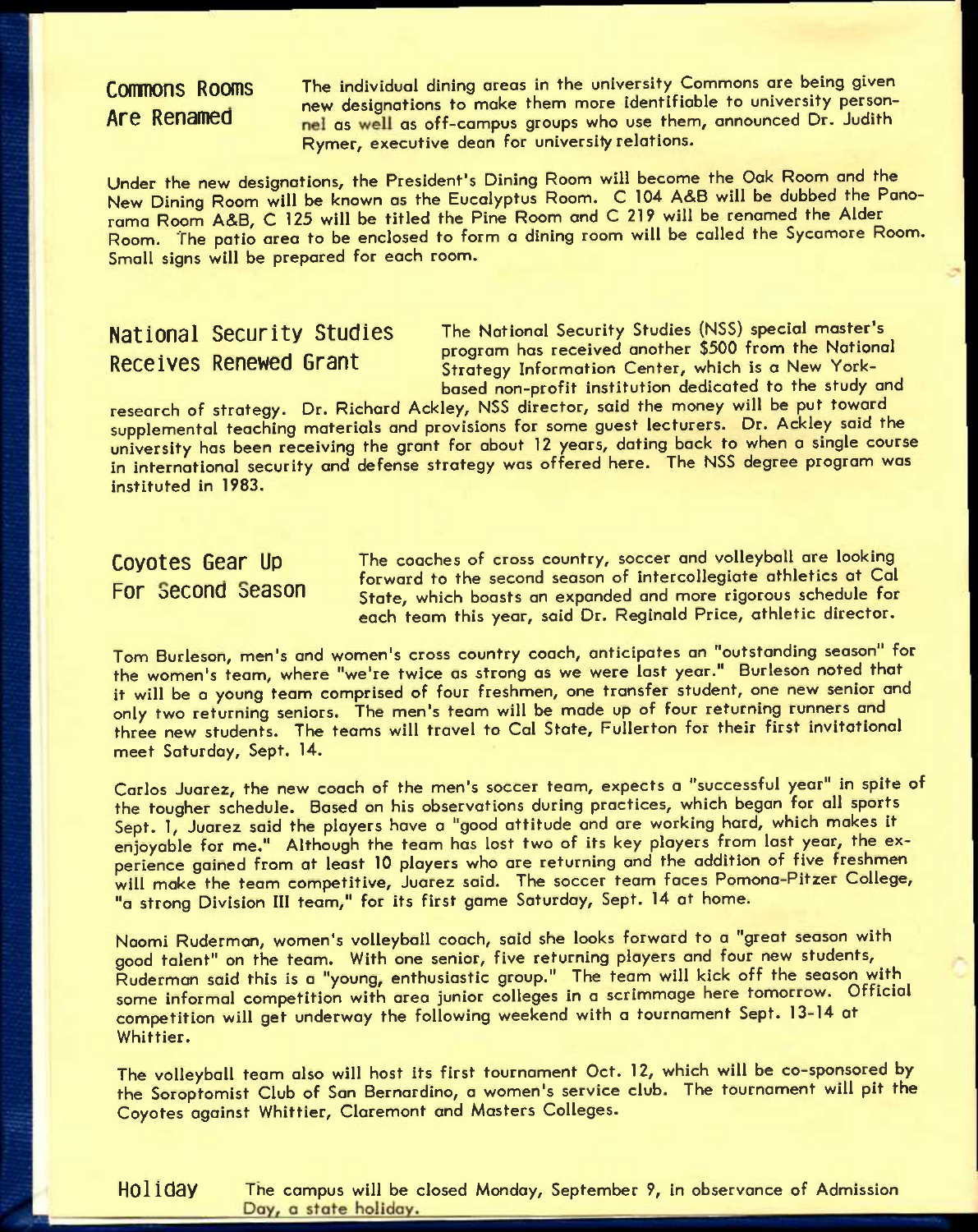## Commons Rooms Are Renamed

The individual dining areas in the university Commons are being given new designations to make them more identifiable to university personnel as well as off-campus groups who use them, announced Dr. Judith Rymer, executive dean for university relations.

Under the new designations, the President's Dining Room will become the Oak Room and the New Dining Room will be known as the Eucalyptus Room. C 104 A&B will be dubbed the Panorama Room A&B, C 125 will be titled the Pine Room and C 219 will be renamed the Alder Room. The patio area to be enclosed to form a dining room will be called the Sycamore Room. Small signs will be prepared for each room.

## National Security Studies Receives Renewed Grant

The National Security Studies (NSS) special master's program has received another $500 from the National Strategy Information Center, which is a New York-based non-profit institution dedicated to the study and research of strategy. Dr. Richard Ackley, NSS director, said the money will be put toward supplemental teaching materials and provisions for some guest lecturers. Dr. Ackley said the university has been receiving the grant for about 12 years, dating back to when a single course in international security and defense strategy was offered here. The NSS degree program was instituted in 1983.

## Coyotes Gear Up For Second Season

The coaches of cross country, soccer and volleyball are looking forward to the second season of intercollegiate athletics at Cal State, which boasts an expanded and more rigorous schedule for each team this year, said Dr. Reginald Price, athletic director.

Tom Burleson, men's and women's cross country coach, anticipates an "outstanding season" for the women's team, where "we're twice as strong as we were last year." Burleson noted that it will be a young team comprised of four freshmen, one transfer student, one new senior and only two returning seniors. The men's team will be made up of four returning runners and three new students. The teams will travel to Cal State, Fullerton for their first invitational meet Saturday, Sept. 14.

Carlos Juarez, the new coach of the men's soccer team, expects a "successful year" in spite of the tougher schedule. Based on his observations during practices, which began for all sports Sept. 1, Juarez said the players have a "good attitude and are working hard, which makes it enjoyable for me." Although the team has lost two of its key players from last year, the experience gained from at least 10 players who are returning and the addition of five freshmen will make the team competitive, Juarez said. The soccer team faces Pomona-Pitzer College, "a strong Division III team," for its first game Saturday, Sept. 14 at home.

Naomi Ruderman, women's volleyball coach, said she looks forward to a "great season with good talent" on the team. With one senior, five returning players and four new students, Ruderman said this is a "young, enthusiastic group." The team will kick off the season with some informal competition with area junior colleges in a scrimmage here tomorrow. Official competition will get underway the following weekend with a tournament Sept. 13-14 at Whittier.

The volleyball team also will host its first tournament Oct. 12, which will be co-sponsored by the Soroptomist Club of San Bernardino, a women's service club. The tournament will pit the Coyotes against Whittier, Claremont and Masters Colleges.

## Holiday

The campus will be closed Monday, September 9, in observance of Admission Day, a state holiday.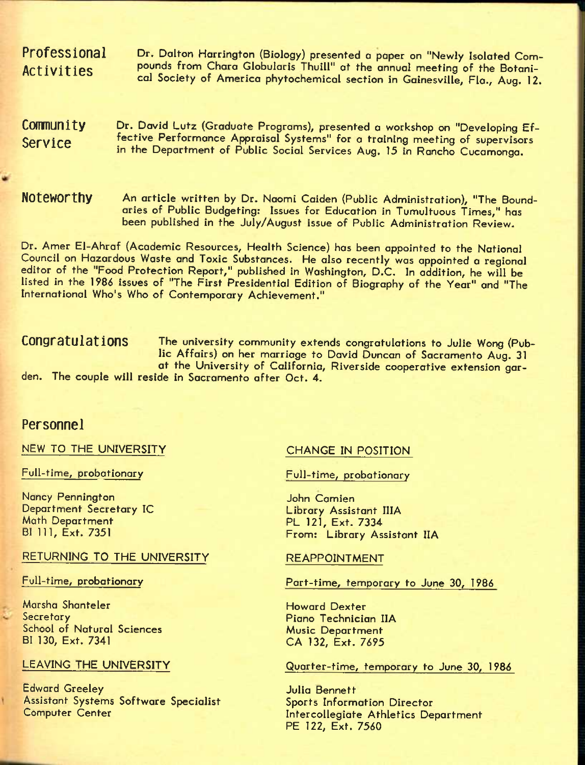## Professional Activities

Dr. Dalton Harrington (Biology) presented a paper on "Newly Isolated Compounds from Chara Globularis Thuill" at the annual meeting of the Botanical Society of America phytochemical section in Gainesville, Fla., Aug. 12.

## Community Service

Dr. David Lutz (Graduate Programs), presented a workshop on "Developing Effective Performance Appraisal Systems" for a training meeting of supervisors in the Department of Public Social Services Aug. 15 in Rancho Cucamonga.

## Noteworthy

An article written by Dr. Naomi Caiden (Public Administration), "The Boundaries of Public Budgeting: Issues for Education in Tumultuous Times," has been published in the July/August issue of Public Administration Review.

Dr. Amer El-Ahraf (Academic Resources, Health Science) has been appointed to the National Council on Hazardous Waste and Toxic Substances. He also recently was appointed a regional editor of the "Food Protection Report," published in Washington, D.C. In addition, he will be listed in the 1986 issues of "The First Presidential Edition of Biography of the Year" and "The International Who's Who of Contemporary Achievement."

## Congratulations

The university community extends congratulations to Julie Wong (Public Affairs) on her marriage to David Duncan of Sacramento Aug. 31 at the University of California, Riverside cooperative extension garden. The couple will reside in Sacramento after Oct. 4.

## Personnel

### NEW TO THE UNIVERSITY

Full-time, probationary

Nancy Pennington
Department Secretary IC
Math Department
BI 111, Ext. 7351

### RETURNING TO THE UNIVERSITY

Full-time, probationary

Marsha Shanteler
Secretary
School of Natural Sciences
BI 130, Ext. 7341

### LEAVING THE UNIVERSITY

Edward Greeley
Assistant Systems Software Specialist
Computer Center

### CHANGE IN POSITION

Full-time, probationary

John Camien
Library Assistant IIIA
PL 121, Ext. 7334
From: Library Assistant IIA

### REAPPOINTMENT

Part-time, temporary to June 30, 1986

Howard Dexter
Piano Technician IIA
Music Department
CA 132, Ext. 7695

Quarter-time, temporary to June 30, 1986

Julia Bennett
Sports Information Director
Intercollegiate Athletics Department
PE 122, Ext. 7560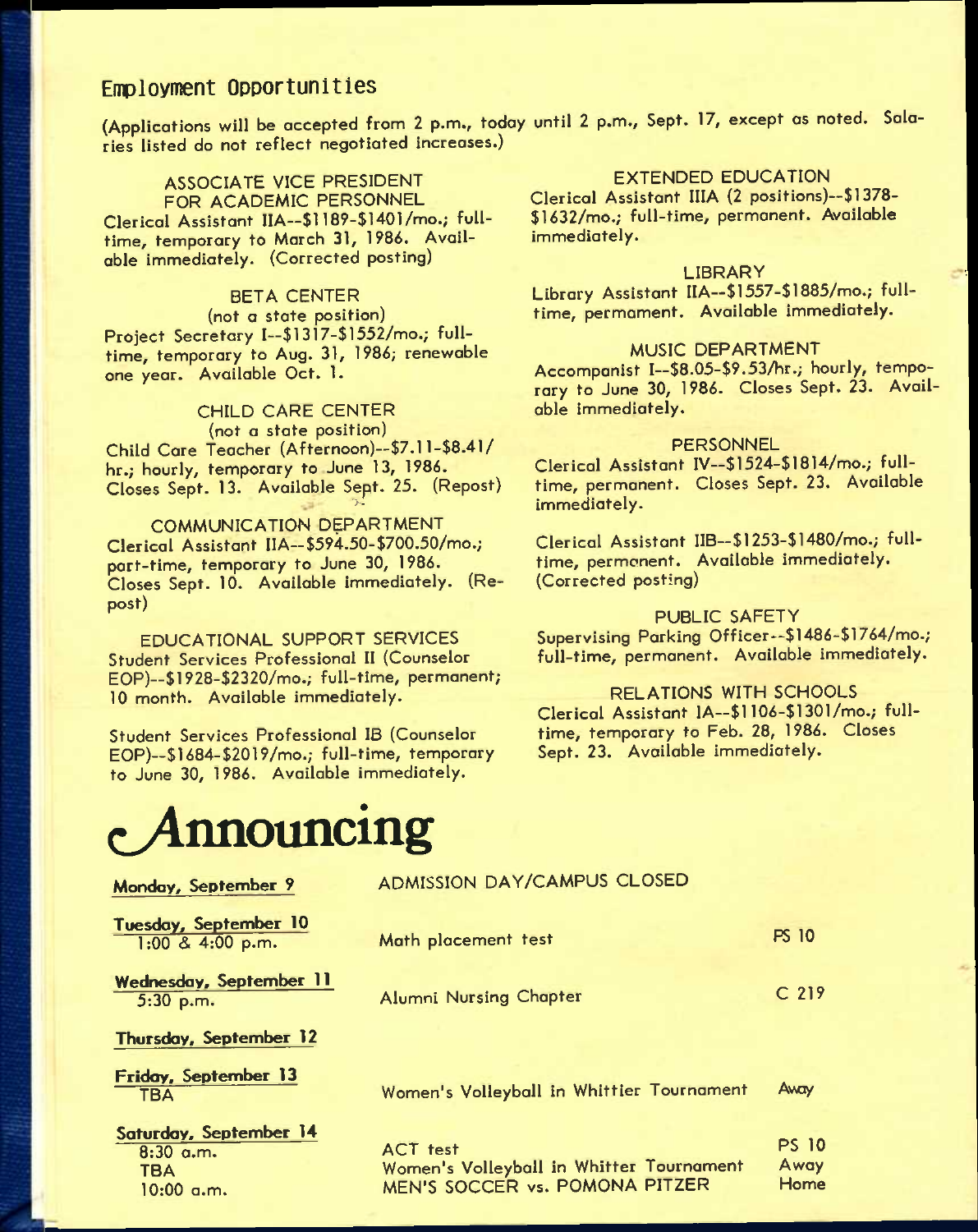## Employment Opportunities

(Applications will be accepted from 2 p.m., today until 2 p.m., Sept. 17, except as noted. Salaries listed do not reflect negotiated increases.)

ASSOCIATE VICE PRESIDENT FOR ACADEMIC PERSONNEL
Clerical Assistant IIA--$1189-$1401/mo.; full-time, temporary to March 31, 1986. Available immediately. (Corrected posting)

BETA CENTER
(not a state position)
Project Secretary I--$1317-$1552/mo.; full-time, temporary to Aug. 31, 1986; renewable one year. Available Oct. 1.

CHILD CARE CENTER
(not a state position)
Child Care Teacher (Afternoon)--$7.11-$8.41/hr.; hourly, temporary to June 13, 1986. Closes Sept. 13. Available Sept. 25. (Repost)

COMMUNICATION DEPARTMENT
Clerical Assistant IIA--$594.50-$700.50/mo.; part-time, temporary to June 30, 1986. Closes Sept. 10. Available immediately. (Repost)

EDUCATIONAL SUPPORT SERVICES
Student Services Professional II (Counselor EOP)--$1928-$2320/mo.; full-time, permanent; 10 month. Available immediately.

Student Services Professional IB (Counselor EOP)--$1684-$2019/mo.; full-time, temporary to June 30, 1986. Available immediately.

EXTENDED EDUCATION
Clerical Assistant IIIA (2 positions)--$1378-$1632/mo.; full-time, permanent. Available immediately.

LIBRARY
Library Assistant IIA--$1557-$1885/mo.; full-time, permament. Available immediately.

MUSIC DEPARTMENT
Accompanist I--$8.05-$9.53/hr.; hourly, temporary to June 30, 1986. Closes Sept. 23. Available immediately.

PERSONNEL
Clerical Assistant IV--$1524-$1814/mo.; full-time, permanent. Closes Sept. 23. Available immediately.

Clerical Assistant IIB--$1253-$1480/mo.; full-time, permanent. Available immediately. (Corrected posting)

PUBLIC SAFETY
Supervising Parking Officer--$1486-$1764/mo.; full-time, permanent. Available immediately.

RELATIONS WITH SCHOOLS
Clerical Assistant IA--$1106-$1301/mo.; full-time, temporary to Feb. 28, 1986. Closes Sept. 23. Available immediately.

# Announcing

| | | |
|---|---|---|
| **Monday, September 9** | ADMISSION DAY/CAMPUS CLOSED | |
| **Tuesday, September 10** | | |
| 1:00 & 4:00 p.m. | Math placement test | PS 10 |
| **Wednesday, September 11** | | |
| 5:30 p.m. | Alumni Nursing Chapter | C 219 |
| **Thursday, September 12** | | |
| **Friday, September 13** | | |
| TBA | Women's Volleyball in Whittier Tournament | Away |
| **Saturday, September 14** | | |
| 8:30 a.m. | ACT test | PS 10 |
| TBA | Women's Volleyball in Whitter Tournament | Away |
| 10:00 a.m. | MEN'S SOCCER vs. POMONA PITZER | Home |